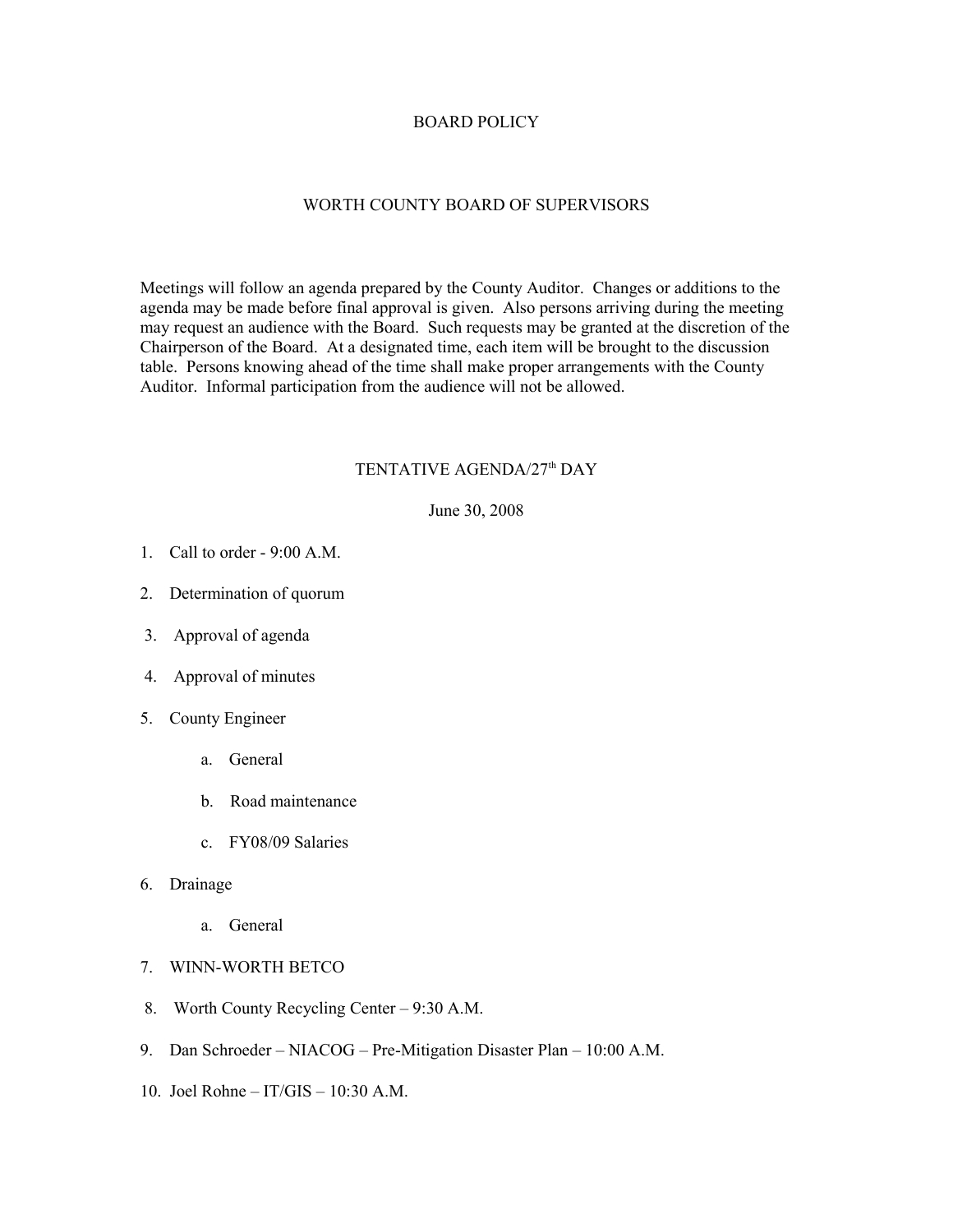# BOARD POLICY

## WORTH COUNTY BOARD OF SUPERVISORS

Meetings will follow an agenda prepared by the County Auditor. Changes or additions to the agenda may be made before final approval is given. Also persons arriving during the meeting may request an audience with the Board. Such requests may be granted at the discretion of the Chairperson of the Board. At a designated time, each item will be brought to the discussion table. Persons knowing ahead of the time shall make proper arrangements with the County Auditor. Informal participation from the audience will not be allowed.

## TENTATIVE AGENDA/27th DAY

June 30, 2008

1. Call to order - 9:00 A.M.
2. Determination of quorum
3. Approval of agenda
4. Approval of minutes
5. County Engineer
    a. General
    b. Road maintenance
    c. FY08/09 Salaries
6. Drainage
    a. General
7. WINN-WORTH BETCO
8. Worth County Recycling Center – 9:30 A.M.
9. Dan Schroeder – NIACOG – Pre-Mitigation Disaster Plan – 10:00 A.M.
10. Joel Rohne – IT/GIS – 10:30 A.M.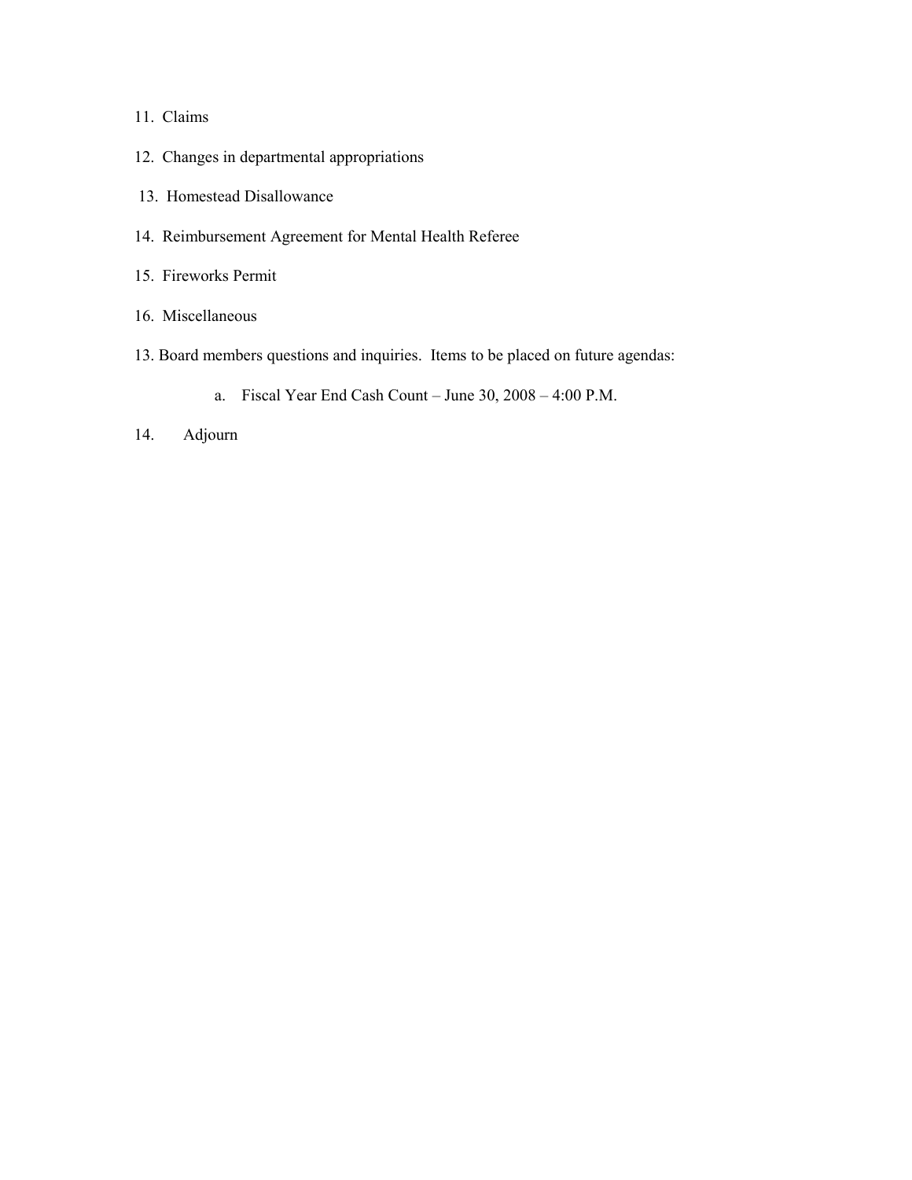11. Claims

12. Changes in departmental appropriations

13. Homestead Disallowance

14. Reimbursement Agreement for Mental Health Referee

15. Fireworks Permit

16. Miscellaneous

13. Board members questions and inquiries. Items to be placed on future agendas:

    a. Fiscal Year End Cash Count – June 30, 2008 – 4:00 P.M.

14. Adjourn